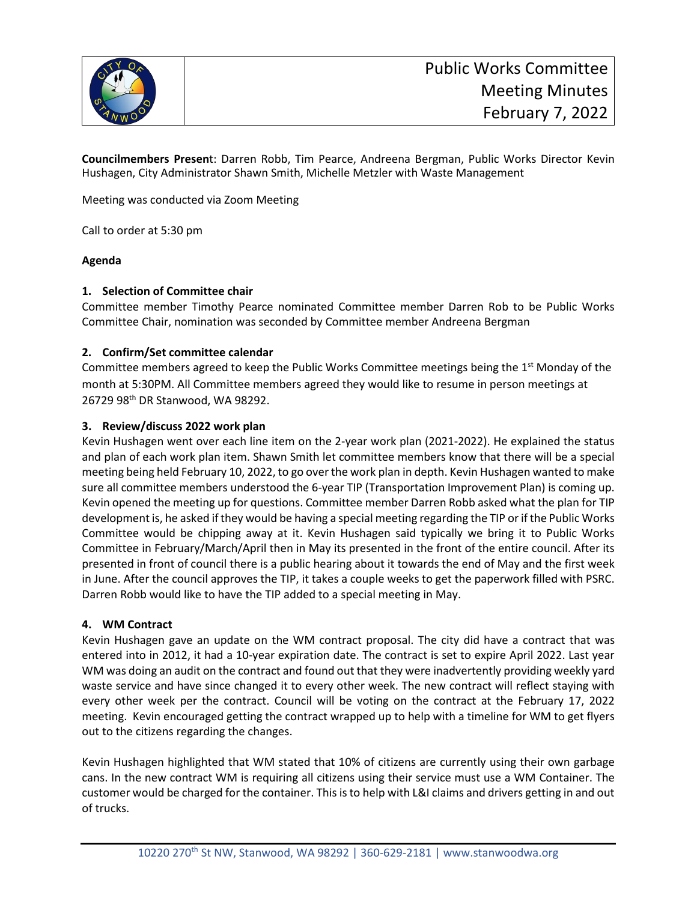# Public Works Committee Meeting Minutes February 7, 2022

**Councilmembers Present**: Darren Robb, Tim Pearce, Andreena Bergman, Public Works Director Kevin Hushagen, City Administrator Shawn Smith, Michelle Metzler with Waste Management

Meeting was conducted via Zoom Meeting

Call to order at 5:30 pm

**Agenda**

**1. Selection of Committee chair**

Committee member Timothy Pearce nominated Committee member Darren Rob to be Public Works Committee Chair, nomination was seconded by Committee member Andreena Bergman

**2. Confirm/Set committee calendar**

Committee members agreed to keep the Public Works Committee meetings being the 1st Monday of the month at 5:30PM. All Committee members agreed they would like to resume in person meetings at 26729 98th DR Stanwood, WA 98292.

**3. Review/discuss 2022 work plan**

Kevin Hushagen went over each line item on the 2-year work plan (2021-2022). He explained the status and plan of each work plan item. Shawn Smith let committee members know that there will be a special meeting being held February 10, 2022, to go over the work plan in depth. Kevin Hushagen wanted to make sure all committee members understood the 6-year TIP (Transportation Improvement Plan) is coming up. Kevin opened the meeting up for questions. Committee member Darren Robb asked what the plan for TIP development is, he asked if they would be having a special meeting regarding the TIP or if the Public Works Committee would be chipping away at it. Kevin Hushagen said typically we bring it to Public Works Committee in February/March/April then in May its presented in the front of the entire council. After its presented in front of council there is a public hearing about it towards the end of May and the first week in June. After the council approves the TIP, it takes a couple weeks to get the paperwork filled with PSRC. Darren Robb would like to have the TIP added to a special meeting in May.

**4. WM Contract**

Kevin Hushagen gave an update on the WM contract proposal. The city did have a contract that was entered into in 2012, it had a 10-year expiration date. The contract is set to expire April 2022. Last year WM was doing an audit on the contract and found out that they were inadvertently providing weekly yard waste service and have since changed it to every other week. The new contract will reflect staying with every other week per the contract. Council will be voting on the contract at the February 17, 2022 meeting. Kevin encouraged getting the contract wrapped up to help with a timeline for WM to get flyers out to the citizens regarding the changes.

Kevin Hushagen highlighted that WM stated that 10% of citizens are currently using their own garbage cans. In the new contract WM is requiring all citizens using their service must use a WM Container. The customer would be charged for the container. This is to help with L&I claims and drivers getting in and out of trucks.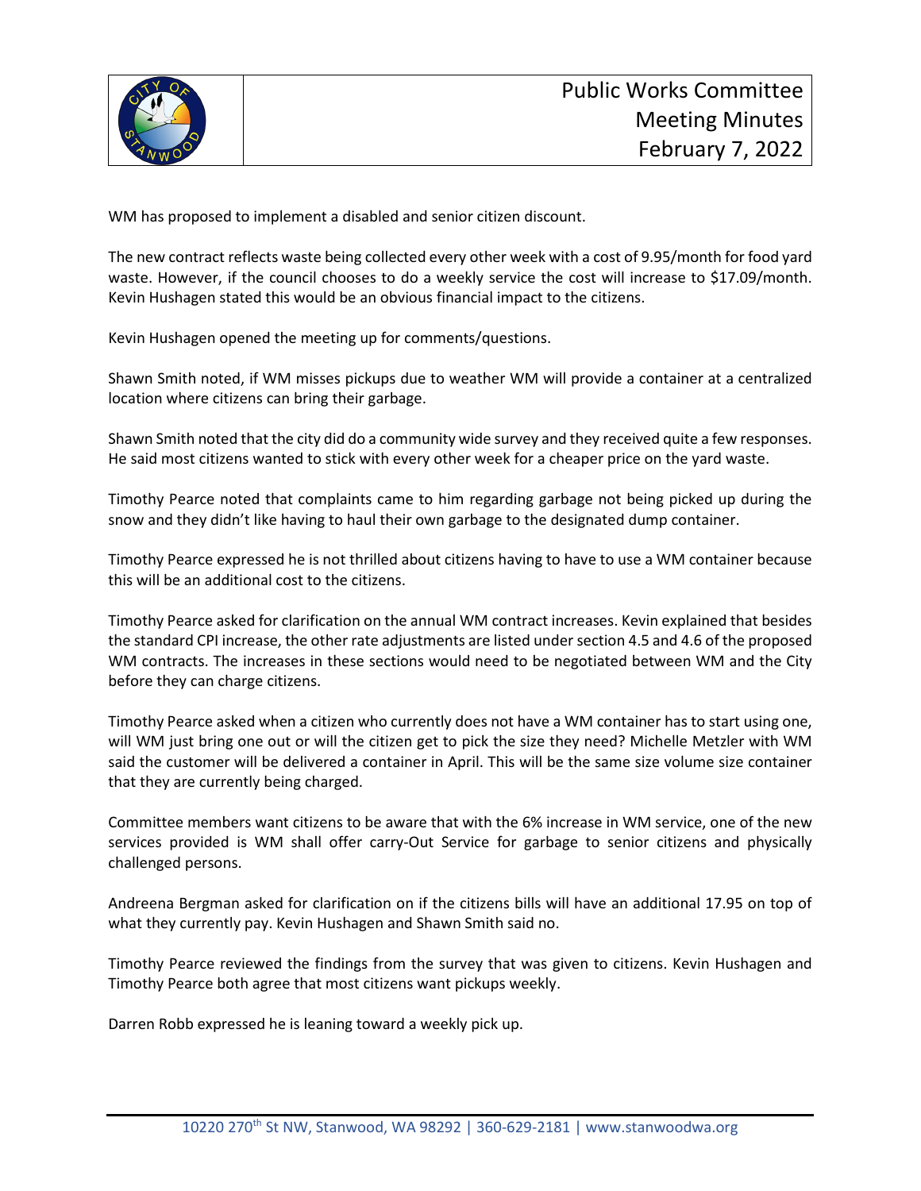WM has proposed to implement a disabled and senior citizen discount.

The new contract reflects waste being collected every other week with a cost of 9.95/month for food yard waste. However, if the council chooses to do a weekly service the cost will increase to $17.09/month. Kevin Hushagen stated this would be an obvious financial impact to the citizens.

Kevin Hushagen opened the meeting up for comments/questions.

Shawn Smith noted, if WM misses pickups due to weather WM will provide a container at a centralized location where citizens can bring their garbage.

Shawn Smith noted that the city did do a community wide survey and they received quite a few responses. He said most citizens wanted to stick with every other week for a cheaper price on the yard waste.

Timothy Pearce noted that complaints came to him regarding garbage not being picked up during the snow and they didn't like having to haul their own garbage to the designated dump container.

Timothy Pearce expressed he is not thrilled about citizens having to have to use a WM container because this will be an additional cost to the citizens.

Timothy Pearce asked for clarification on the annual WM contract increases. Kevin explained that besides the standard CPI increase, the other rate adjustments are listed under section 4.5 and 4.6 of the proposed WM contracts. The increases in these sections would need to be negotiated between WM and the City before they can charge citizens.

Timothy Pearce asked when a citizen who currently does not have a WM container has to start using one, will WM just bring one out or will the citizen get to pick the size they need? Michelle Metzler with WM said the customer will be delivered a container in April. This will be the same size volume size container that they are currently being charged.

Committee members want citizens to be aware that with the 6% increase in WM service, one of the new services provided is WM shall offer carry-Out Service for garbage to senior citizens and physically challenged persons.

Andreena Bergman asked for clarification on if the citizens bills will have an additional 17.95 on top of what they currently pay. Kevin Hushagen and Shawn Smith said no.

Timothy Pearce reviewed the findings from the survey that was given to citizens. Kevin Hushagen and Timothy Pearce both agree that most citizens want pickups weekly.

Darren Robb expressed he is leaning toward a weekly pick up.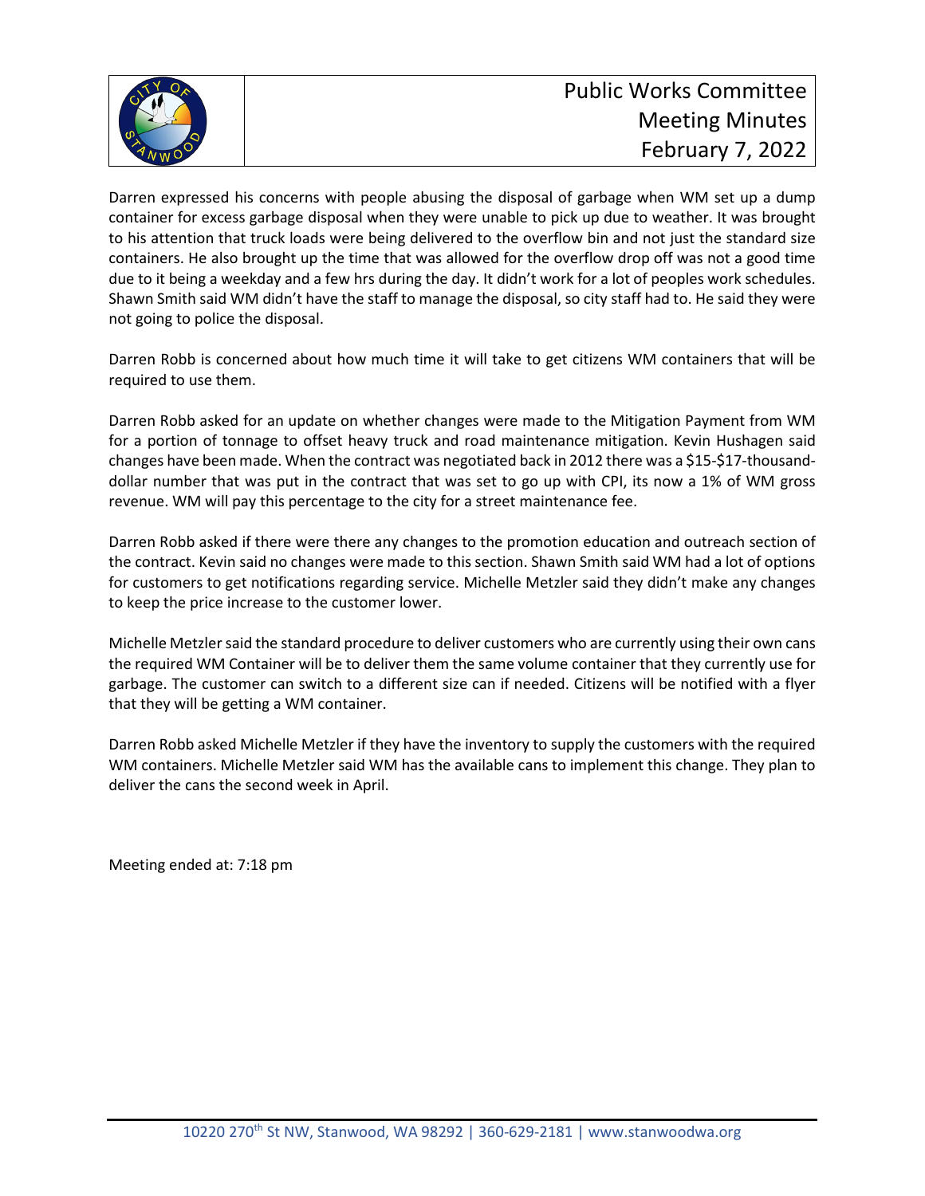Darren expressed his concerns with people abusing the disposal of garbage when WM set up a dump container for excess garbage disposal when they were unable to pick up due to weather. It was brought to his attention that truck loads were being delivered to the overflow bin and not just the standard size containers. He also brought up the time that was allowed for the overflow drop off was not a good time due to it being a weekday and a few hrs during the day. It didn't work for a lot of peoples work schedules. Shawn Smith said WM didn't have the staff to manage the disposal, so city staff had to. He said they were not going to police the disposal.

Darren Robb is concerned about how much time it will take to get citizens WM containers that will be required to use them.

Darren Robb asked for an update on whether changes were made to the Mitigation Payment from WM for a portion of tonnage to offset heavy truck and road maintenance mitigation. Kevin Hushagen said changes have been made. When the contract was negotiated back in 2012 there was a $15-$17-thousand-dollar number that was put in the contract that was set to go up with CPI, its now a 1% of WM gross revenue. WM will pay this percentage to the city for a street maintenance fee.

Darren Robb asked if there were there any changes to the promotion education and outreach section of the contract. Kevin said no changes were made to this section. Shawn Smith said WM had a lot of options for customers to get notifications regarding service. Michelle Metzler said they didn't make any changes to keep the price increase to the customer lower.

Michelle Metzler said the standard procedure to deliver customers who are currently using their own cans the required WM Container will be to deliver them the same volume container that they currently use for garbage. The customer can switch to a different size can if needed. Citizens will be notified with a flyer that they will be getting a WM container.

Darren Robb asked Michelle Metzler if they have the inventory to supply the customers with the required WM containers. Michelle Metzler said WM has the available cans to implement this change. They plan to deliver the cans the second week in April.

Meeting ended at: 7:18 pm